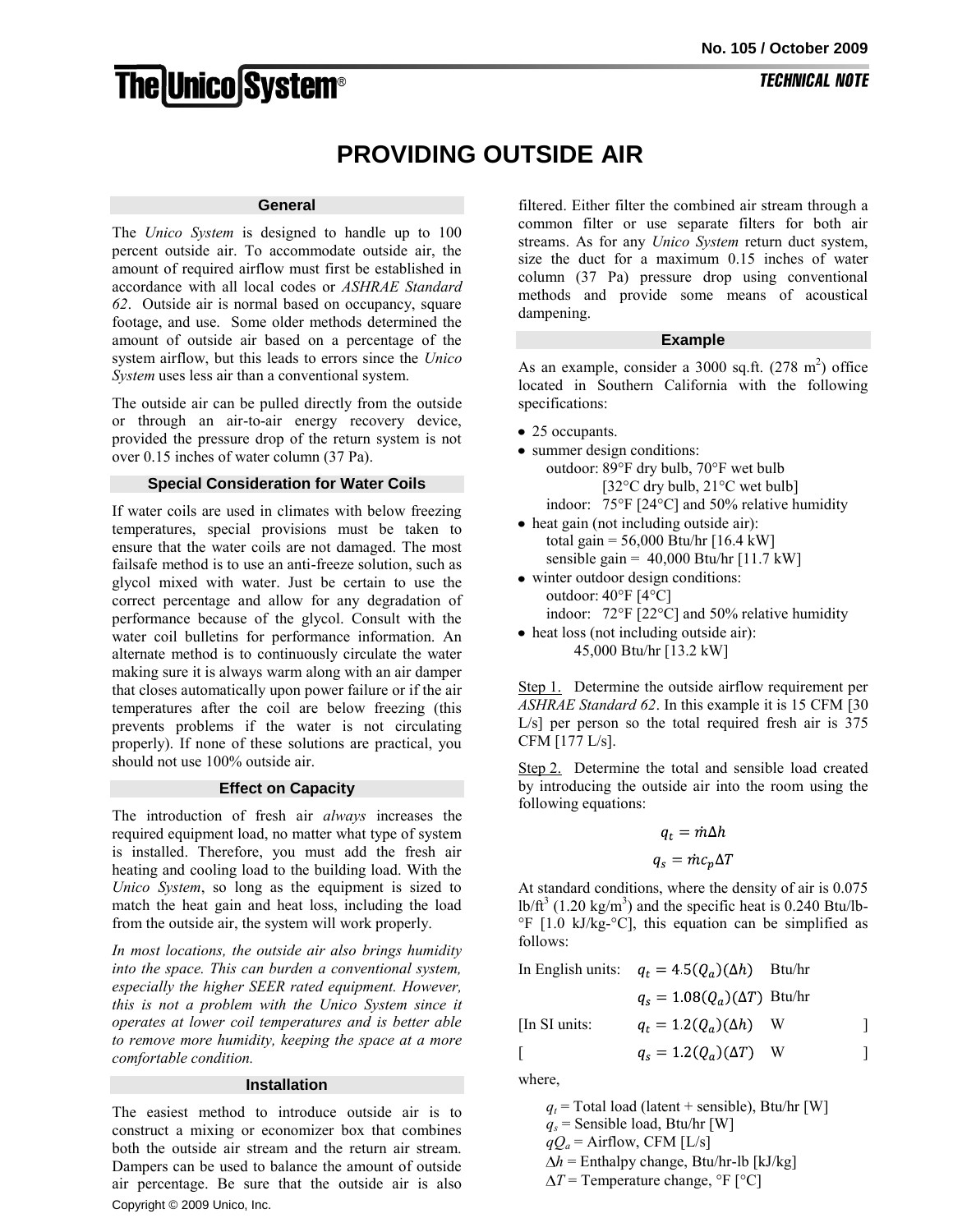# PROVIDING OUTSIDE AIR

## General

The *Unico System* is designed to handle up to 100 percent outside air. To accommodate outside air, the amount of required airflow must first be established in accordance with all local codes or *ASHRAE Standard 62*. Outside air is normal based on occupancy, square footage, and use. Some older methods determined the amount of outside air based on a percentage of the system airflow, but this leads to errors since the *Unico System* uses less air than a conventional system.

The outside air can be pulled directly from the outside or through an air-to-air energy recovery device, provided the pressure drop of the return system is not over 0.15 inches of water column (37 Pa).

## Special Consideration for Water Coils

If water coils are used in climates with below freezing temperatures, special provisions must be taken to ensure that the water coils are not damaged. The most failsafe method is to use an anti-freeze solution, such as glycol mixed with water. Just be certain to use the correct percentage and allow for any degradation of performance because of the glycol. Consult with the water coil bulletins for performance information. An alternate method is to continuously circulate the water making sure it is always warm along with an air damper that closes automatically upon power failure or if the air temperatures after the coil are below freezing (this prevents problems if the water is not circulating properly). If none of these solutions are practical, you should not use 100% outside air.

## Effect on Capacity

The introduction of fresh air *always* increases the required equipment load, no matter what type of system is installed. Therefore, you must add the fresh air heating and cooling load to the building load. With the *Unico System*, so long as the equipment is sized to match the heat gain and heat loss, including the load from the outside air, the system will work properly.

*In most locations, the outside air also brings humidity into the space. This can burden a conventional system, especially the higher SEER rated equipment. However, this is not a problem with the Unico System since it operates at lower coil temperatures and is better able to remove more humidity, keeping the space at a more comfortable condition.*

## Installation

The easiest method to introduce outside air is to construct a mixing or economizer box that combines both the outside air stream and the return air stream. Dampers can be used to balance the amount of outside air percentage. Be sure that the outside air is also filtered. Either filter the combined air stream through a common filter or use separate filters for both air streams. As for any *Unico System* return duct system, size the duct for a maximum 0.15 inches of water column (37 Pa) pressure drop using conventional methods and provide some means of acoustical dampening.

## Example

As an example, consider a 3000 sq.ft. (278 m$^2$) office located in Southern California with the following specifications:

- 25 occupants.
- summer design conditions:
  outdoor: 89°F dry bulb, 70°F wet bulb
  [32°C dry bulb, 21°C wet bulb]
  indoor: 75°F [24°C] and 50% relative humidity
- heat gain (not including outside air):
  total gain = 56,000 Btu/hr [16.4 kW]
  sensible gain = 40,000 Btu/hr [11.7 kW]
- winter outdoor design conditions:
  outdoor: 40°F [4°C]
  indoor: 72°F [22°C] and 50% relative humidity
- heat loss (not including outside air):
  45,000 Btu/hr [13.2 kW]

Step 1. Determine the outside airflow requirement per *ASHRAE Standard 62*. In this example it is 15 CFM [30 L/s] per person so the total required fresh air is 375 CFM [177 L/s].

Step 2. Determine the total and sensible load created by introducing the outside air into the room using the following equations:

$$q_t = \dot{m}\Delta h$$

$$q_s = \dot{m}c_p\Delta T$$

At standard conditions, where the density of air is 0.075 lb/ft$^3$ (1.20 kg/m$^3$) and the specific heat is 0.240 Btu/lb-°F [1.0 kJ/kg-°C], this equation can be simplified as follows:

In English units: $q_t = 4.5(Q_a)(\Delta h)$ Btu/hr

$q_s = 1.08(Q_a)(\Delta T)$ Btu/hr

[In SI units: $q_t = 1.2(Q_a)(\Delta h)$ W ]

[ $q_s = 1.2(Q_a)(\Delta T)$ W ]

where,

$q_t$ = Total load (latent + sensible), Btu/hr [W]
$q_s$ = Sensible load, Btu/hr [W]
$qQ_a$ = Airflow, CFM [L/s]
$\Delta h$ = Enthalpy change, Btu/hr-lb [kJ/kg]
$\Delta T$ = Temperature change, °F [°C]

Copyright © 2009 Unico, Inc.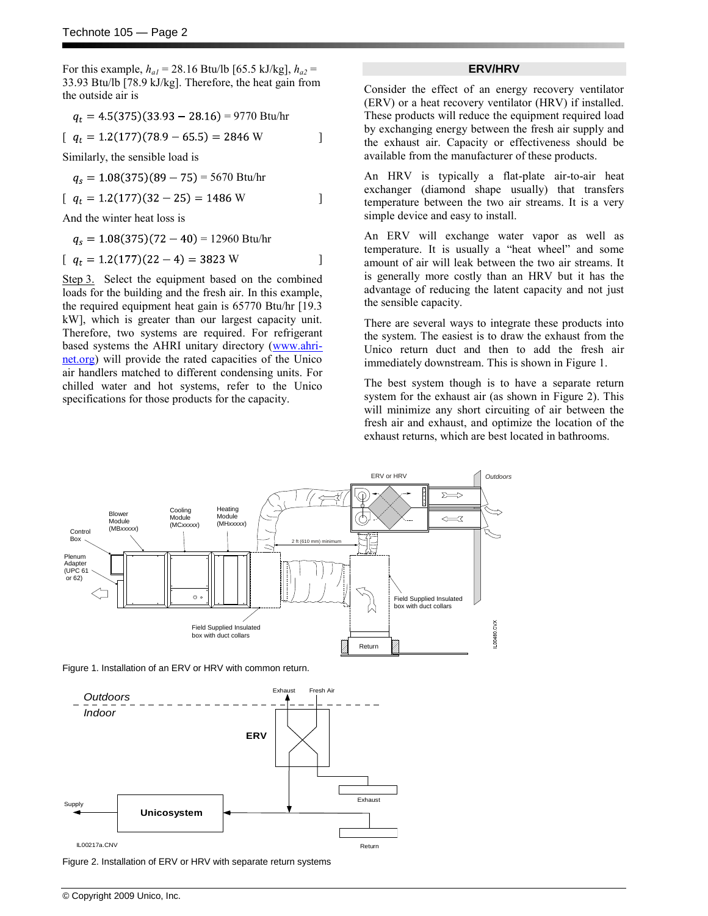For this example, $h_{a1}$ = 28.16 Btu/lb [65.5 kJ/kg], $h_{a2}$ = 33.93 Btu/lb [78.9 kJ/kg]. Therefore, the heat gain from the outside air is

$$q_t = 4.5(375)(33.93 - 28.16) = 9770 \text{ Btu/hr}$$

$$[\ q_t = 1.2(177)(78.9 - 65.5) = 2846 \text{ W}\ ]$$

Similarly, the sensible load is

$$q_s = 1.08(375)(89 - 75) = 5670 \text{ Btu/hr}$$

$$[\ q_t = 1.2(177)(32 - 25) = 1486 \text{ W}\ ]$$

And the winter heat loss is

$$q_s = 1.08(375)(72 - 40) = 12960 \text{ Btu/hr}$$

$$[\ q_t = 1.2(177)(22 - 4) = 3823 \text{ W}\ ]$$

Step 3. Select the equipment based on the combined loads for the building and the fresh air. In this example, the required equipment heat gain is 65770 Btu/hr [19.3 kW], which is greater than our largest capacity unit. Therefore, two systems are required. For refrigerant based systems the AHRI unitary directory (www.ahri-net.org) will provide the rated capacities of the Unico air handlers matched to different condensing units. For chilled water and hot systems, refer to the Unico specifications for those products for the capacity.

## ERV/HRV

Consider the effect of an energy recovery ventilator (ERV) or a heat recovery ventilator (HRV) if installed. These products will reduce the equipment required load by exchanging energy between the fresh air supply and the exhaust air. Capacity or effectiveness should be available from the manufacturer of these products.

An HRV is typically a flat-plate air-to-air heat exchanger (diamond shape usually) that transfers temperature between the two air streams. It is a very simple device and easy to install.

An ERV will exchange water vapor as well as temperature. It is usually a "heat wheel" and some amount of air will leak between the two air streams. It is generally more costly than an HRV but it has the advantage of reducing the latent capacity and not just the sensible capacity.

There are several ways to integrate these products into the system. The easiest is to draw the exhaust from the Unico return duct and then to add the fresh air immediately downstream. This is shown in Figure 1.

The best system though is to have a separate return system for the exhaust air (as shown in Figure 2). This will minimize any short circuiting of air between the fresh air and exhaust, and optimize the location of the exhaust returns, which are best located in bathrooms.

ERV or HRV
Outdoors
Blower Module (MBxxxxx)
Cooling Module (MCxxxxx)
Heating Module (MHxxxxx)
Control Box
Plenum Adapter (UPC 61 or 62)
2 ft (610 mm) minimum
Field Supplied Insulated box with duct collars
Field Supplied Insulated box with duct collars
Return
IL00480.CVX

Figure 1. Installation of an ERV or HRV with common return.

Outdoors
Indoor
Exhaust
Fresh Air
ERV
Exhaust
Supply
Unicosystem
Return
IL00217a.CNV

Figure 2. Installation of ERV or HRV with separate return systems